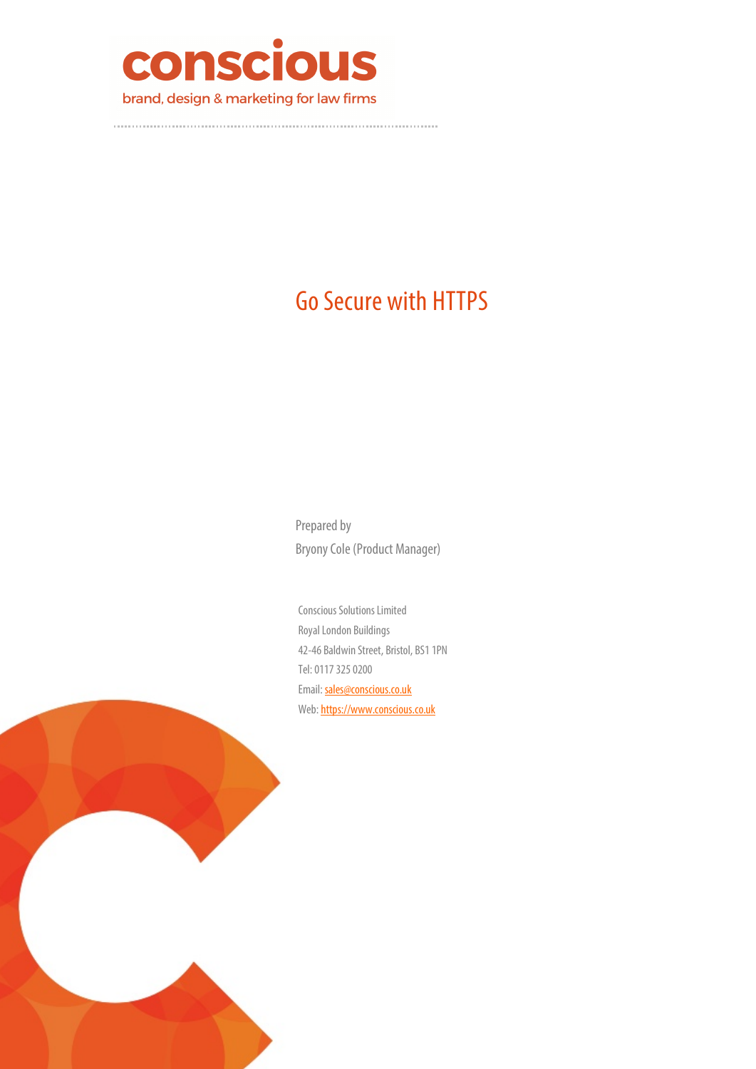conscious

brand, design & marketing for law firms

# Go Secure with HTTPS

Prepared by

Bryony Cole (Product Manager)

Conscious Solutions Limited

Royal London Buildings

42-46 Baldwin Street, Bristol, BS1 1PN

Tel: 0117 325 0200

Email: sales@conscious.co.uk

Web: https://www.conscious.co.uk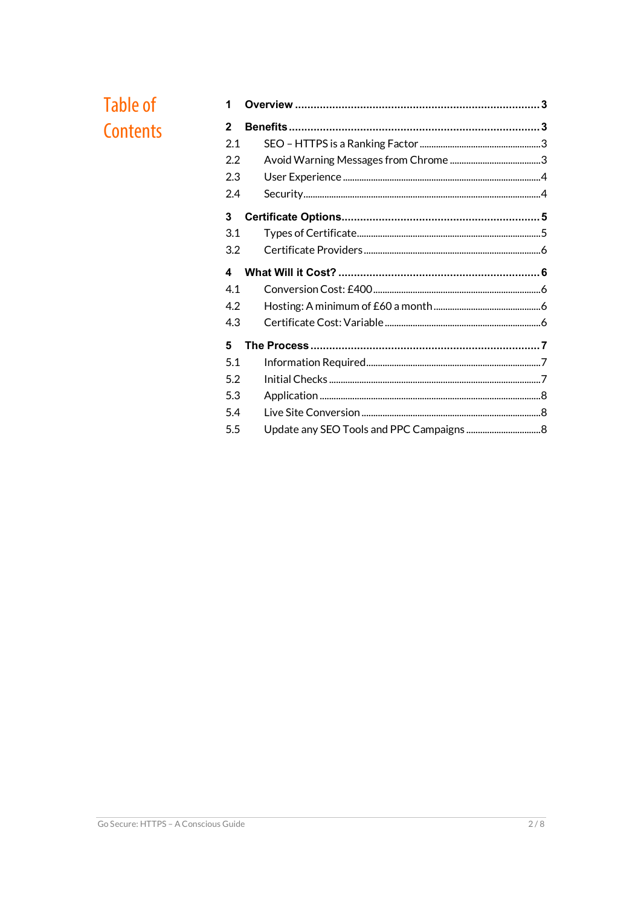# Table of Contents

1 **Overview** ..... 3

2 **Benefits** ..... 3

2.1 SEO – HTTPS is a Ranking Factor ..... 3

2.2 Avoid Warning Messages from Chrome ..... 3

2.3 User Experience ..... 4

2.4 Security ..... 4

3 **Certificate Options** ..... 5

3.1 Types of Certificate ..... 5

3.2 Certificate Providers ..... 6

4 **What Will it Cost?** ..... 6

4.1 Conversion Cost: £400 ..... 6

4.2 Hosting: A minimum of £60 a month ..... 6

4.3 Certificate Cost: Variable ..... 6

5 **The Process** ..... 7

5.1 Information Required ..... 7

5.2 Initial Checks ..... 7

5.3 Application ..... 8

5.4 Live Site Conversion ..... 8

5.5 Update any SEO Tools and PPC Campaigns ..... 8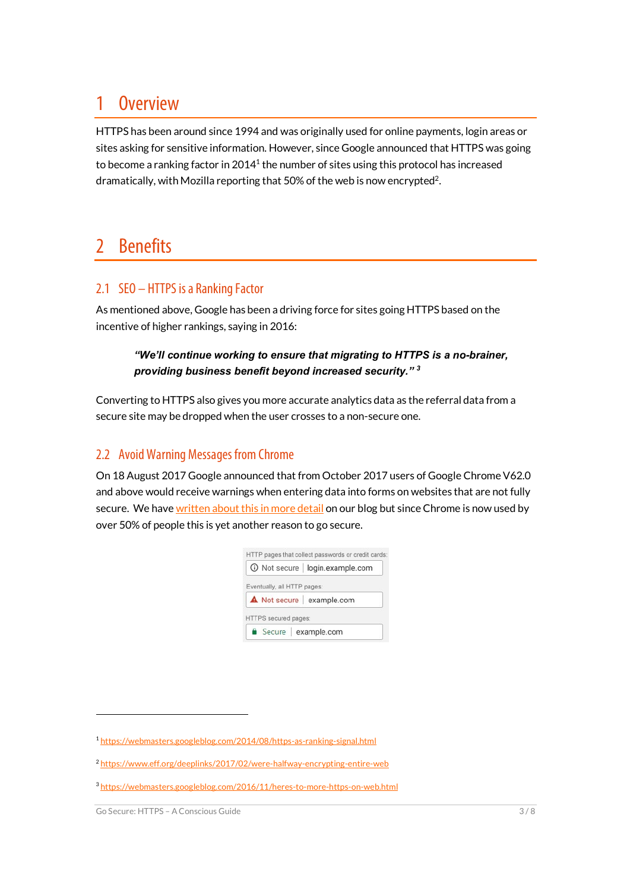# 1 Overview

HTTPS has been around since 1994 and was originally used for online payments, login areas or sites asking for sensitive information. However, since Google announced that HTTPS was going to become a ranking factor in 2014[1] the number of sites using this protocol has increased dramatically, with Mozilla reporting that 50% of the web is now encrypted[2].

# 2 Benefits

## 2.1 SEO – HTTPS is a Ranking Factor

As mentioned above, Google has been a driving force for sites going HTTPS based on the incentive of higher rankings, saying in 2016:

> ***"We'll continue working to ensure that migrating to HTTPS is a no-brainer, providing business benefit beyond increased security."*** [3]

Converting to HTTPS also gives you more accurate analytics data as the referral data from a secure site may be dropped when the user crosses to a non-secure one.

## 2.2 Avoid Warning Messages from Chrome

On 18 August 2017 Google announced that from October 2017 users of Google Chrome V62.0 and above would receive warnings when entering data into forms on websites that are not fully secure. We have written about this in more detail on our blog but since Chrome is now used by over 50% of people this is yet another reason to go secure.

HTTP pages that collect passwords or credit cards:
Not secure | login.example.com

Eventually, all HTTP pages:
Not secure | example.com

HTTPS secured pages:
Secure | example.com

---

[1] https://webmasters.googleblog.com/2014/08/https-as-ranking-signal.html

[2] https://www.eff.org/deeplinks/2017/02/were-halfway-encrypting-entire-web

[3] https://webmasters.googleblog.com/2016/11/heres-to-more-https-on-web.html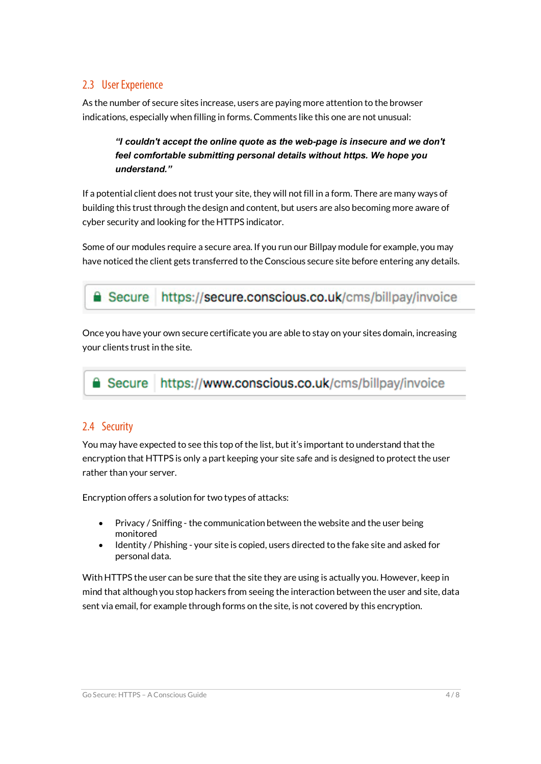## 2.3 User Experience

As the number of secure sites increase, users are paying more attention to the browser indications, especially when filling in forms. Comments like this one are not unusual:

> ***"I couldn't accept the online quote as the web-page is insecure and we don't feel comfortable submitting personal details without https. We hope you understand."***

If a potential client does not trust your site, they will not fill in a form. There are many ways of building this trust through the design and content, but users are also becoming more aware of cyber security and looking for the HTTPS indicator.

Some of our modules require a secure area. If you run our Billpay module for example, you may have noticed the client gets transferred to the Conscious secure site before entering any details.

Secure | https://secure.conscious.co.uk/cms/billpay/invoice

Once you have your own secure certificate you are able to stay on your sites domain, increasing your clients trust in the site.

Secure | https://www.conscious.co.uk/cms/billpay/invoice

## 2.4 Security

You may have expected to see this top of the list, but it's important to understand that the encryption that HTTPS is only a part keeping your site safe and is designed to protect the user rather than your server.

Encryption offers a solution for two types of attacks:

- Privacy / Sniffing - the communication between the website and the user being monitored
- Identity / Phishing - your site is copied, users directed to the fake site and asked for personal data.

With HTTPS the user can be sure that the site they are using is actually you. However, keep in mind that although you stop hackers from seeing the interaction between the user and site, data sent via email, for example through forms on the site, is not covered by this encryption.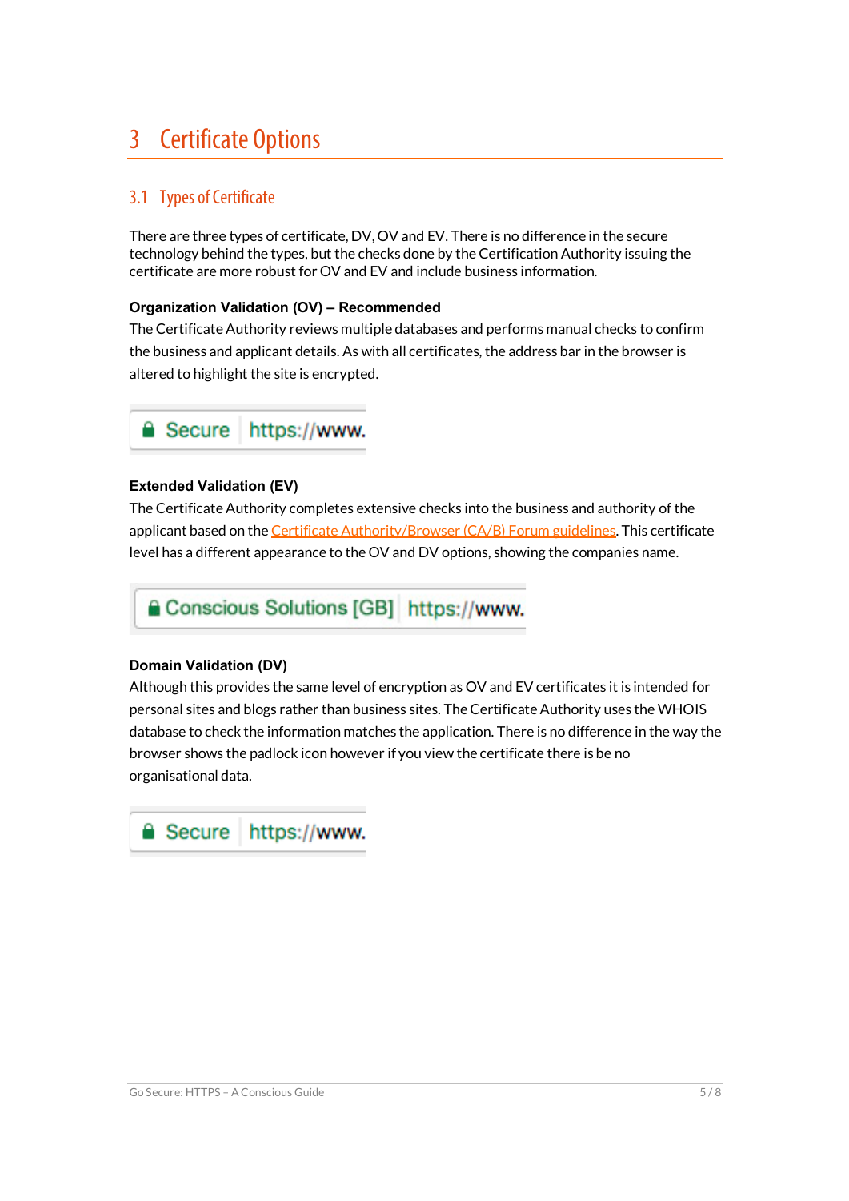# 3 Certificate Options

## 3.1 Types of Certificate

There are three types of certificate, DV, OV and EV. There is no difference in the secure technology behind the types, but the checks done by the Certification Authority issuing the certificate are more robust for OV and EV and include business information.

**Organization Validation (OV) – Recommended**

The Certificate Authority reviews multiple databases and performs manual checks to confirm the business and applicant details. As with all certificates, the address bar in the browser is altered to highlight the site is encrypted.

Secure | https://www.

**Extended Validation (EV)**

The Certificate Authority completes extensive checks into the business and authority of the applicant based on the Certificate Authority/Browser (CA/B) Forum guidelines. This certificate level has a different appearance to the OV and DV options, showing the companies name.

Conscious Solutions [GB] | https://www.

**Domain Validation (DV)**

Although this provides the same level of encryption as OV and EV certificates it is intended for personal sites and blogs rather than business sites. The Certificate Authority uses the WHOIS database to check the information matches the application. There is no difference in the way the browser shows the padlock icon however if you view the certificate there is be no organisational data.

Secure | https://www.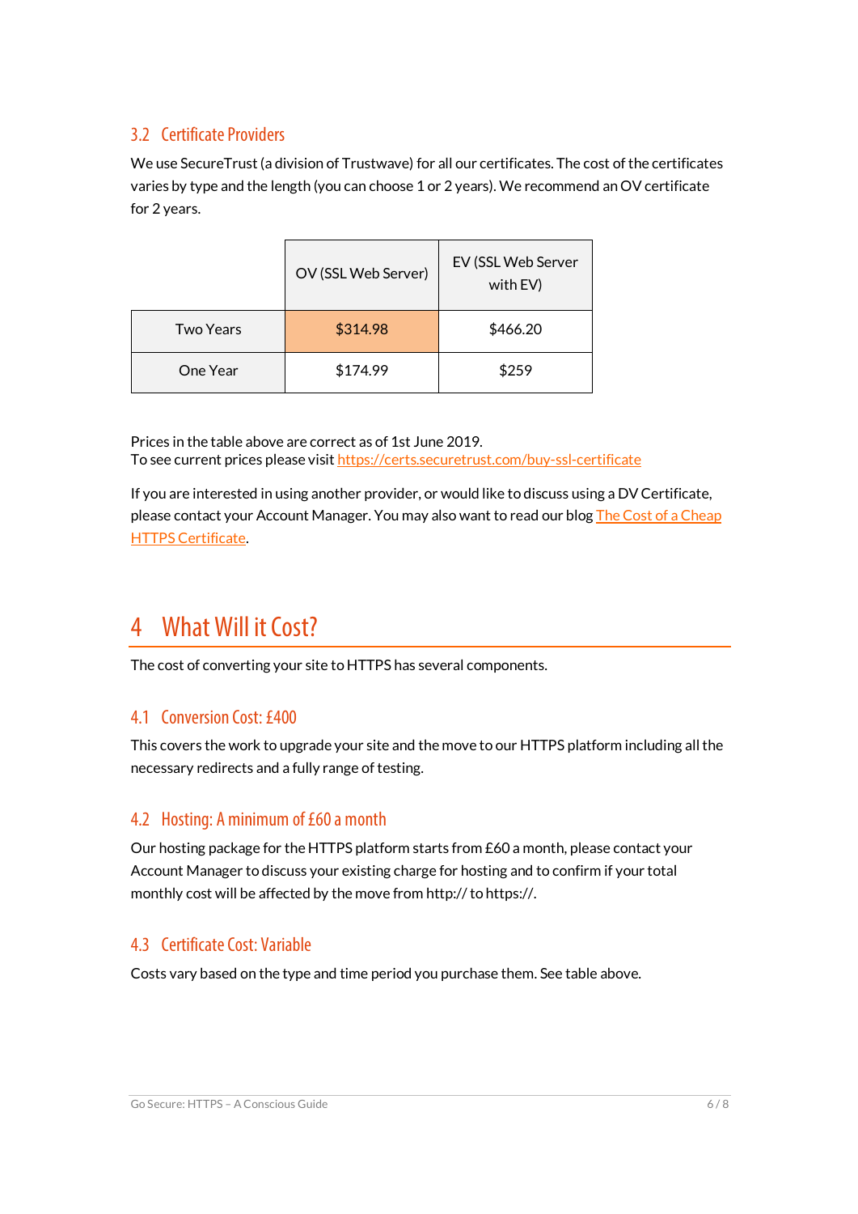### 3.2 Certificate Providers

We use SecureTrust (a division of Trustwave) for all our certificates. The cost of the certificates varies by type and the length (you can choose 1 or 2 years). We recommend an OV certificate for 2 years.

| | OV (SSL Web Server) | EV (SSL Web Server with EV) |
|---|---|---|
| Two Years | $314.98 | $466.20 |
| One Year | $174.99 | $259 |

Prices in the table above are correct as of 1st June 2019.
To see current prices please visit [https://certs.securetrust.com/buy-ssl-certificate](https://certs.securetrust.com/buy-ssl-certificate)

If you are interested in using another provider, or would like to discuss using a DV Certificate, please contact your Account Manager. You may also want to read our blog [The Cost of a Cheap HTTPS Certificate](#).

## 4 What Will it Cost?

The cost of converting your site to HTTPS has several components.

### 4.1 Conversion Cost: £400

This covers the work to upgrade your site and the move to our HTTPS platform including all the necessary redirects and a fully range of testing.

### 4.2 Hosting: A minimum of £60 a month

Our hosting package for the HTTPS platform starts from £60 a month, please contact your Account Manager to discuss your existing charge for hosting and to confirm if your total monthly cost will be affected by the move from http:// to https://.

### 4.3 Certificate Cost: Variable

Costs vary based on the type and time period you purchase them. See table above.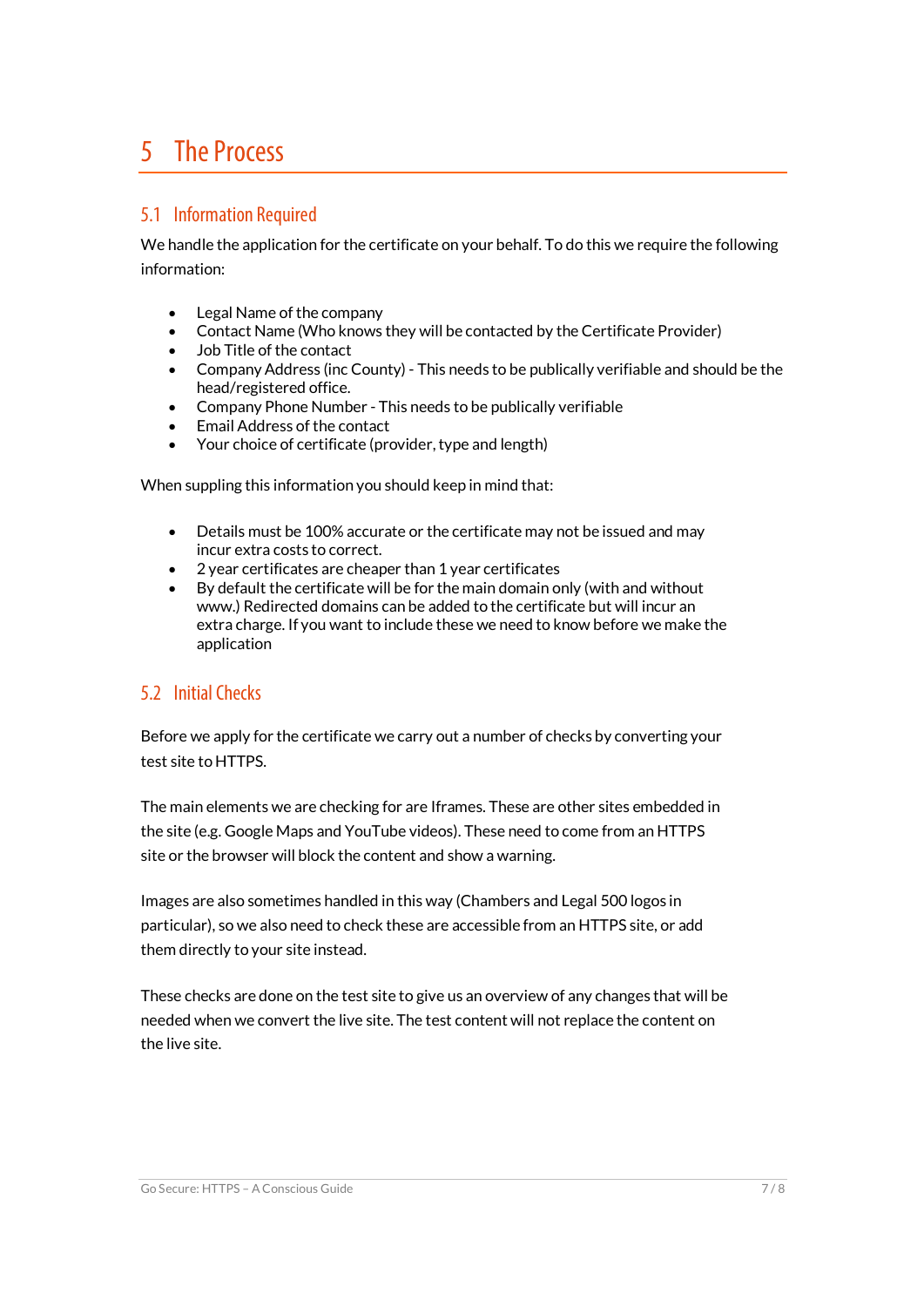# 5 The Process

## 5.1 Information Required

We handle the application for the certificate on your behalf. To do this we require the following information:

- Legal Name of the company
- Contact Name (Who knows they will be contacted by the Certificate Provider)
- Job Title of the contact
- Company Address (inc County) - This needs to be publically verifiable and should be the head/registered office.
- Company Phone Number - This needs to be publically verifiable
- Email Address of the contact
- Your choice of certificate (provider, type and length)

When suppling this information you should keep in mind that:

- Details must be 100% accurate or the certificate may not be issued and may incur extra costs to correct.
- 2 year certificates are cheaper than 1 year certificates
- By default the certificate will be for the main domain only (with and without www.) Redirected domains can be added to the certificate but will incur an extra charge. If you want to include these we need to know before we make the application

## 5.2 Initial Checks

Before we apply for the certificate we carry out a number of checks by converting your test site to HTTPS.

The main elements we are checking for are Iframes. These are other sites embedded in the site (e.g. Google Maps and YouTube videos). These need to come from an HTTPS site or the browser will block the content and show a warning.

Images are also sometimes handled in this way (Chambers and Legal 500 logos in particular), so we also need to check these are accessible from an HTTPS site, or add them directly to your site instead.

These checks are done on the test site to give us an overview of any changes that will be needed when we convert the live site. The test content will not replace the content on the live site.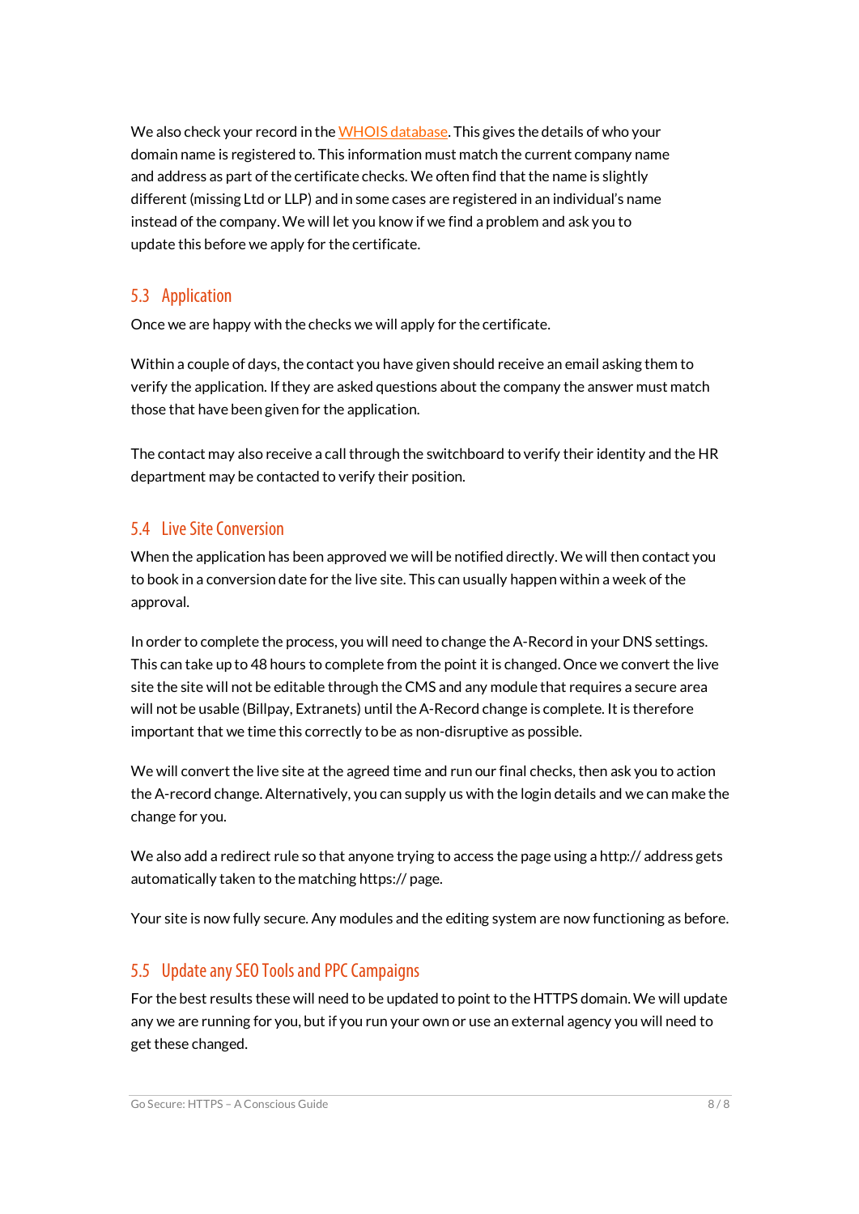We also check your record in the WHOIS database. This gives the details of who your domain name is registered to. This information must match the current company name and address as part of the certificate checks. We often find that the name is slightly different (missing Ltd or LLP) and in some cases are registered in an individual's name instead of the company. We will let you know if we find a problem and ask you to update this before we apply for the certificate.

## 5.3 Application

Once we are happy with the checks we will apply for the certificate.

Within a couple of days, the contact you have given should receive an email asking them to verify the application. If they are asked questions about the company the answer must match those that have been given for the application.

The contact may also receive a call through the switchboard to verify their identity and the HR department may be contacted to verify their position.

## 5.4 Live Site Conversion

When the application has been approved we will be notified directly. We will then contact you to book in a conversion date for the live site. This can usually happen within a week of the approval.

In order to complete the process, you will need to change the A-Record in your DNS settings. This can take up to 48 hours to complete from the point it is changed. Once we convert the live site the site will not be editable through the CMS and any module that requires a secure area will not be usable (Billpay, Extranets) until the A-Record change is complete. It is therefore important that we time this correctly to be as non-disruptive as possible.

We will convert the live site at the agreed time and run our final checks, then ask you to action the A-record change. Alternatively, you can supply us with the login details and we can make the change for you.

We also add a redirect rule so that anyone trying to access the page using a http:// address gets automatically taken to the matching https:// page.

Your site is now fully secure. Any modules and the editing system are now functioning as before.

## 5.5 Update any SEO Tools and PPC Campaigns

For the best results these will need to be updated to point to the HTTPS domain. We will update any we are running for you, but if you run your own or use an external agency you will need to get these changed.